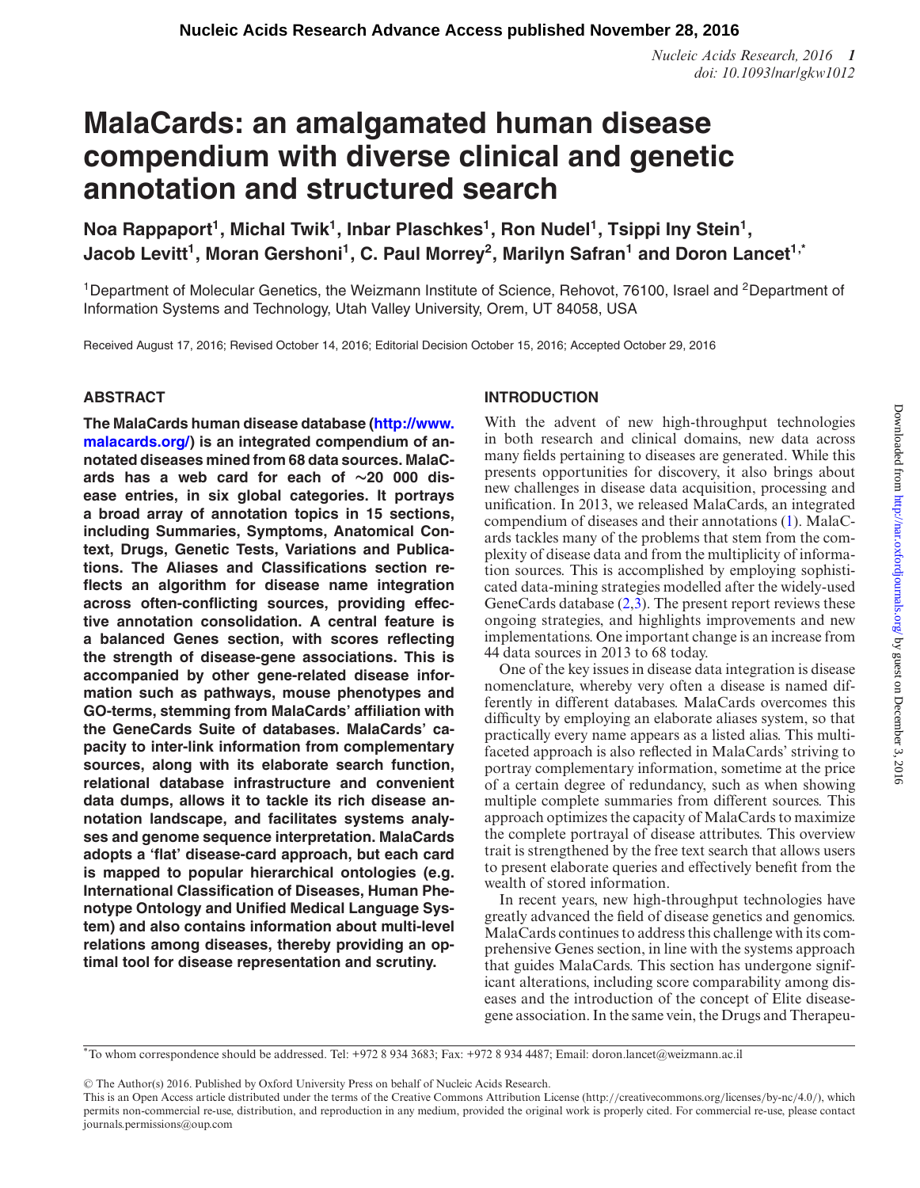# MalaCards: an amalgamated human disease compendium with diverse clinical and genetic annotation and structured search

**Noa Rappaport[1], Michal Twik[1], Inbar Plaschkes[1], Ron Nudel[1], Tsippi Iny Stein[1], Jacob Levitt[1], Moran Gershoni[1], C. Paul Morrey[2], Marilyn Safran[1] and Doron Lancet[1,*]**

[1]Department of Molecular Genetics, the Weizmann Institute of Science, Rehovot, 76100, Israel and [2]Department of Information Systems and Technology, Utah Valley University, Orem, UT 84058, USA

Received August 17, 2016; Revised October 14, 2016; Editorial Decision October 15, 2016; Accepted October 29, 2016

## ABSTRACT

**The MalaCards human disease database (http://www.malacards.org/) is an integrated compendium of annotated diseases mined from 68 data sources. MalaCards has a web card for each of ∼20 000 disease entries, in six global categories. It portrays a broad array of annotation topics in 15 sections, including Summaries, Symptoms, Anatomical Context, Drugs, Genetic Tests, Variations and Publications. The Aliases and Classifications section reflects an algorithm for disease name integration across often-conflicting sources, providing effective annotation consolidation. A central feature is a balanced Genes section, with scores reflecting the strength of disease-gene associations. This is accompanied by other gene-related disease information such as pathways, mouse phenotypes and GO-terms, stemming from MalaCards' affiliation with the GeneCards Suite of databases. MalaCards' capacity to inter-link information from complementary sources, along with its elaborate search function, relational database infrastructure and convenient data dumps, allows it to tackle its rich disease annotation landscape, and facilitates systems analyses and genome sequence interpretation. MalaCards adopts a 'flat' disease-card approach, but each card is mapped to popular hierarchical ontologies (e.g. International Classification of Diseases, Human Phenotype Ontology and Unified Medical Language System) and also contains information about multi-level relations among diseases, thereby providing an optimal tool for disease representation and scrutiny.**

## INTRODUCTION

With the advent of new high-throughput technologies in both research and clinical domains, new data across many fields pertaining to diseases are generated. While this presents opportunities for discovery, it also brings about new challenges in disease data acquisition, processing and unification. In 2013, we released MalaCards, an integrated compendium of diseases and their annotations (1). MalaCards tackles many of the problems that stem from the complexity of disease data and from the multiplicity of information sources. This is accomplished by employing sophisticated data-mining strategies modelled after the widely-used GeneCards database (2,3). The present report reviews these ongoing strategies, and highlights improvements and new implementations. One important change is an increase from 44 data sources in 2013 to 68 today.

One of the key issues in disease data integration is disease nomenclature, whereby very often a disease is named differently in different databases. MalaCards overcomes this difficulty by employing an elaborate aliases system, so that practically every name appears as a listed alias. This multifaceted approach is also reflected in MalaCards' striving to portray complementary information, sometime at the price of a certain degree of redundancy, such as when showing multiple complete summaries from different sources. This approach optimizes the capacity of MalaCards to maximize the complete portrayal of disease attributes. This overview trait is strengthened by the free text search that allows users to present elaborate queries and effectively benefit from the wealth of stored information.

In recent years, new high-throughput technologies have greatly advanced the field of disease genetics and genomics. MalaCards continues to address this challenge with its comprehensive Genes section, in line with the systems approach that guides MalaCards. This section has undergone significant alterations, including score comparability among diseases and the introduction of the concept of Elite disease-gene association. In the same vein, the Drugs and Therapeu-

*To whom correspondence should be addressed. Tel: +972 8 934 3683; Fax: +972 8 934 4487; Email: doron.lancet@weizmann.ac.il

© The Author(s) 2016. Published by Oxford University Press on behalf of Nucleic Acids Research.
This is an Open Access article distributed under the terms of the Creative Commons Attribution License (http://creativecommons.org/licenses/by-nc/4.0/), which permits non-commercial re-use, distribution, and reproduction in any medium, provided the original work is properly cited. For commercial re-use, please contact journals.permissions@oup.com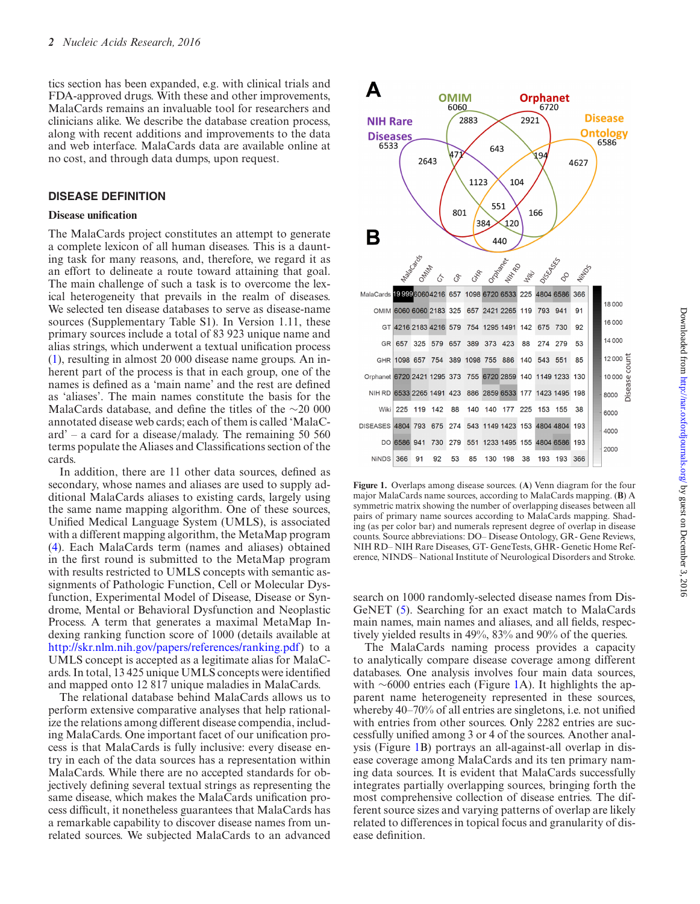tics section has been expanded, e.g. with clinical trials and FDA-approved drugs. With these and other improvements, MalaCards remains an invaluable tool for researchers and clinicians alike. We describe the database creation process, along with recent additions and improvements to the data and web interface. MalaCards data are available online at no cost, and through data dumps, upon request.

## DISEASE DEFINITION

### Disease unification

The MalaCards project constitutes an attempt to generate a complete lexicon of all human diseases. This is a daunting task for many reasons, and, therefore, we regard it as an effort to delineate a route toward attaining that goal. The main challenge of such a task is to overcome the lexical heterogeneity that prevails in the realm of diseases. We selected ten disease databases to serve as disease-name sources (Supplementary Table S1). In Version 1.11, these primary sources include a total of 83 923 unique name and alias strings, which underwent a textual unification process (1), resulting in almost 20 000 disease name groups. An inherent part of the process is that in each group, one of the names is defined as a 'main name' and the rest are defined as 'aliases'. The main names constitute the basis for the MalaCards database, and define the titles of the ~20 000 annotated disease web cards; each of them is called 'MalaCard' – a card for a disease/malady. The remaining 50 560 terms populate the Aliases and Classifications section of the cards.

In addition, there are 11 other data sources, defined as secondary, whose names and aliases are used to supply additional MalaCards aliases to existing cards, largely using the same name mapping algorithm. One of these sources, Unified Medical Language System (UMLS), is associated with a different mapping algorithm, the MetaMap program (4). Each MalaCards term (names and aliases) obtained in the first round is submitted to the MetaMap program with results restricted to UMLS concepts with semantic assignments of Pathologic Function, Cell or Molecular Dysfunction, Experimental Model of Disease, Disease or Syndrome, Mental or Behavioral Dysfunction and Neoplastic Process. A term that generates a maximal MetaMap Indexing ranking function score of 1000 (details available at http://skr.nlm.nih.gov/papers/references/ranking.pdf) to a UMLS concept is accepted as a legitimate alias for MalaCards. In total, 13 425 unique UMLS concepts were identified and mapped onto 12 817 unique maladies in MalaCards.

The relational database behind MalaCards allows us to perform extensive comparative analyses that help rationalize the relations among different disease compendia, including MalaCards. One important facet of our unification process is that MalaCards is fully inclusive: every disease entry in each of the data sources has a representation within MalaCards. While there are no accepted standards for objectively defining several textual strings as representing the same disease, which makes the MalaCards unification process difficult, it nonetheless guarantees that MalaCards has a remarkable capability to discover disease names from unrelated sources. We subjected MalaCards to an advanced search on 1000 randomly-selected disease names from DisGeNET (5). Searching for an exact match to MalaCards main names, main names and aliases, and all fields, respectively yielded results in 49%, 83% and 90% of the queries.

The MalaCards naming process provides a capacity to analytically compare disease coverage among different databases. One analysis involves four main data sources, with ~6000 entries each (Figure 1A). It highlights the apparent name heterogeneity represented in these sources, whereby 40–70% of all entries are singletons, i.e. not unified with entries from other sources. Only 2282 entries are successfully unified among 3 or 4 of the sources. Another analysis (Figure 1B) portrays an all-against-all overlap in disease coverage among MalaCards and its ten primary naming data sources. It is evident that MalaCards successfully integrates partially overlapping sources, bringing forth the most comprehensive collection of disease entries. The different source sizes and varying patterns of overlap are likely related to differences in topical focus and granularity of disease definition.

| | MalaCards | OMIM | GT | GR | GHR | Orphanet | NIH RD | Wiki | DISEASES | DO | NINDS |
|---|---|---|---|---|---|---|---|---|---|---|---|
| MalaCards | 19 999 | 6060 | 4216 | 657 | 1098 | 6720 | 6533 | 225 | 4804 | 6586 | 366 |
| OMIM | 6060 | 6060 | 2183 | 325 | 657 | 2421 | 2265 | 119 | 793 | 941 | 91 |
| GT | 4216 | 2183 | 4216 | 579 | 754 | 1295 | 1491 | 142 | 675 | 730 | 92 |
| GR | 657 | 325 | 579 | 657 | 389 | 373 | 423 | 88 | 274 | 279 | 53 |
| GHR | 1098 | 657 | 754 | 389 | 1098 | 755 | 886 | 140 | 543 | 551 | 85 |
| Orphanet | 6720 | 2421 | 1295 | 373 | 755 | 6720 | 2859 | 140 | 1149 | 1233 | 130 |
| NIH RD | 6533 | 2265 | 1491 | 423 | 886 | 2859 | 6533 | 177 | 1423 | 1495 | 198 |
| Wiki | 225 | 119 | 142 | 88 | 140 | 140 | 177 | 225 | 153 | 155 | 38 |
| DISEASES | 4804 | 793 | 675 | 274 | 543 | 1149 | 1423 | 153 | 4804 | 4804 | 193 |
| DO | 6586 | 941 | 730 | 279 | 551 | 1233 | 1495 | 155 | 4804 | 6586 | 193 |
| NINDS | 366 | 91 | 92 | 53 | 85 | 130 | 198 | 38 | 193 | 193 | 366 |

**Figure 1.** Overlaps among disease sources. (**A**) Venn diagram for the four major MalaCards name sources, according to MalaCards name mapping. (**B**) A symmetric matrix showing the number of overlapping diseases between all pairs of primary name sources according to MalaCards mapping. Shading (as per color bar) and numerals represent degree of overlap in disease counts. Source abbreviations: DO– Disease Ontology, GR- Gene Reviews, NIH RD– NIH Rare Diseases, GT- GeneTests, GHR- Genetic Home Reference, NINDS– National Institute of Neurological Disorders and Stroke.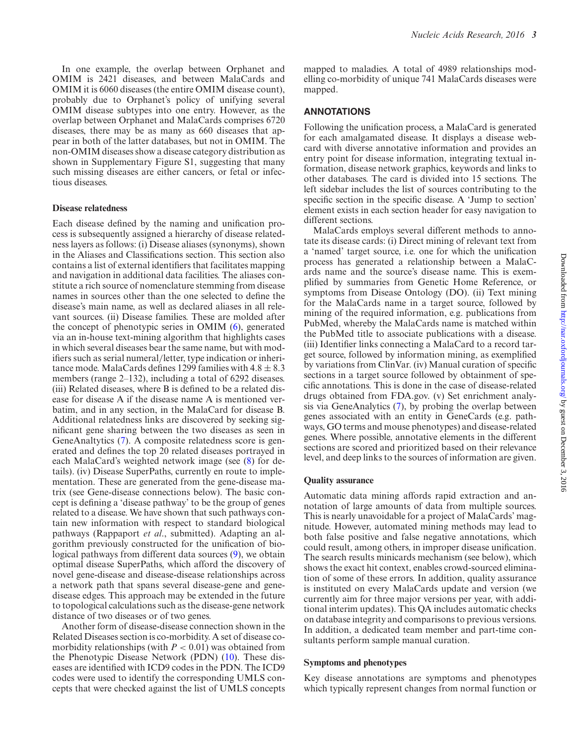In one example, the overlap between Orphanet and OMIM is 2421 diseases, and between MalaCards and OMIM it is 6060 diseases (the entire OMIM disease count), probably due to Orphanet's policy of unifying several OMIM disease subtypes into one entry. However, as the overlap between Orphanet and MalaCards comprises 6720 diseases, there may be as many as 660 diseases that appear in both of the latter databases, but not in OMIM. The non-OMIM diseases show a disease category distribution as shown in Supplementary Figure S1, suggesting that many such missing diseases are either cancers, or fetal or infectious diseases.

### Disease relatedness

Each disease defined by the naming and unification process is subsequently assigned a hierarchy of disease relatedness layers as follows: (i) Disease aliases (synonyms), shown in the Aliases and Classifications section. This section also contains a list of external identifiers that facilitates mapping and navigation in additional data facilities. The aliases constitute a rich source of nomenclature stemming from disease names in sources other than the one selected to define the disease's main name, as well as declared aliases in all relevant sources. (ii) Disease families. These are molded after the concept of phenotypic series in OMIM (6), generated via an in-house text-mining algorithm that highlights cases in which several diseases bear the same name, but with modifiers such as serial numeral/letter, type indication or inheritance mode. MalaCards defines 1299 families with $4.8 \pm 8.3$ members (range 2–132), including a total of 6292 diseases. (iii) Related diseases, where B is defined to be a related disease for disease A if the disease name A is mentioned verbatim, and in any section, in the MalaCard for disease B. Additional relatedness links are discovered by seeking significant gene sharing between the two diseases as seen in GeneAnaltytics (7). A composite relatedness score is generated and defines the top 20 related diseases portrayed in each MalaCard's weighted network image (see (8) for details). (iv) Disease SuperPaths, currently en route to implementation. These are generated from the gene-disease matrix (see Gene-disease connections below). The basic concept is defining a 'disease pathway' to be the group of genes related to a disease. We have shown that such pathways contain new information with respect to standard biological pathways (Rappaport *et al.*, submitted). Adapting an algorithm previously constructed for the unification of biological pathways from different data sources (9), we obtain optimal disease SuperPaths, which afford the discovery of novel gene-disease and disease-disease relationships across a network path that spans several disease-gene and gene-disease edges. This approach may be extended in the future to topological calculations such as the disease-gene network distance of two diseases or of two genes.

Another form of disease-disease connection shown in the Related Diseases section is co-morbidity. A set of disease co-morbidity relationships (with $P < 0.01$) was obtained from the Phenotypic Disease Network (PDN) (10). These diseases are identified with ICD9 codes in the PDN. The ICD9 codes were used to identify the corresponding UMLS concepts that were checked against the list of UMLS concepts mapped to maladies. A total of 4989 relationships modelling co-morbidity of unique 741 MalaCards diseases were mapped.

## ANNOTATIONS

Following the unification process, a MalaCard is generated for each amalgamated disease. It displays a disease webcard with diverse annotative information and provides an entry point for disease information, integrating textual information, disease network graphics, keywords and links to other databases. The card is divided into 15 sections. The left sidebar includes the list of sources contributing to the specific section in the specific disease. A 'Jump to section' element exists in each section header for easy navigation to different sections.

MalaCards employs several different methods to annotate its disease cards: (i) Direct mining of relevant text from a 'named' target source, i.e. one for which the unification process has generated a relationship between a MalaCards name and the source's disease name. This is exemplified by summaries from Genetic Home Reference, or symptoms from Disease Ontology (DO). (ii) Text mining for the MalaCards name in a target source, followed by mining of the required information, e.g. publications from PubMed, whereby the MalaCards name is matched within the PubMed title to associate publications with a disease. (iii) Identifier links connecting a MalaCard to a record target source, followed by information mining, as exemplified by variations from ClinVar. (iv) Manual curation of specific sections in a target source followed by obtainment of specific annotations. This is done in the case of disease-related drugs obtained from FDA.gov. (v) Set enrichment analysis via GeneAnalytics (7), by probing the overlap between genes associated with an entity in GeneCards (e.g. pathways, GO terms and mouse phenotypes) and disease-related genes. Where possible, annotative elements in the different sections are scored and prioritized based on their relevance level, and deep links to the sources of information are given.

### Quality assurance

Automatic data mining affords rapid extraction and annotation of large amounts of data from multiple sources. This is nearly unavoidable for a project of MalaCards' magnitude. However, automated mining methods may lead to both false positive and false negative annotations, which could result, among others, in improper disease unification. The search results minicards mechanism (see below), which shows the exact hit context, enables crowd-sourced elimination of some of these errors. In addition, quality assurance is instituted on every MalaCards update and version (we currently aim for three major versions per year, with additional interim updates). This QA includes automatic checks on database integrity and comparisons to previous versions. In addition, a dedicated team member and part-time consultants perform sample manual curation.

### Symptoms and phenotypes

Key disease annotations are symptoms and phenotypes which typically represent changes from normal function or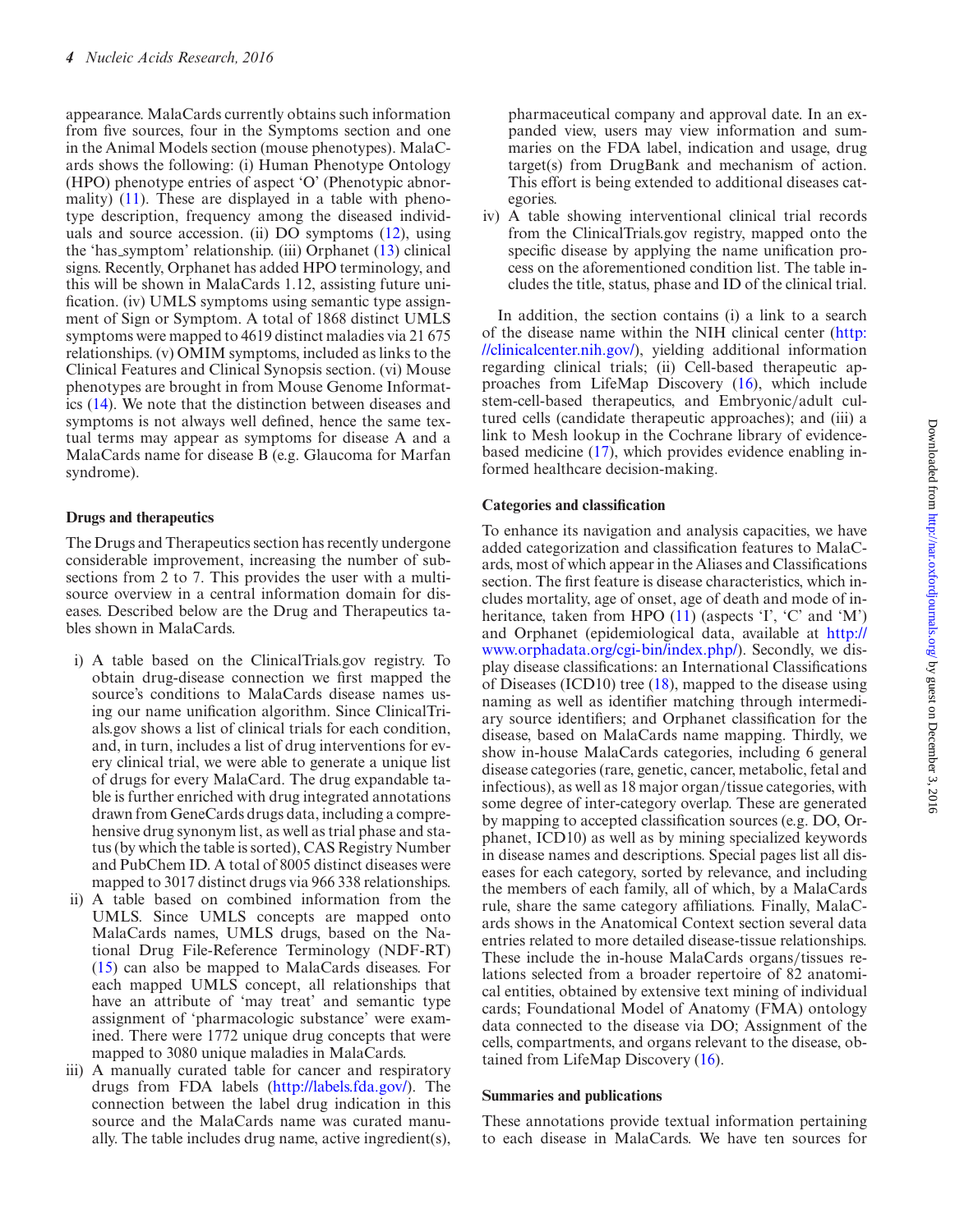appearance. MalaCards currently obtains such information from five sources, four in the Symptoms section and one in the Animal Models section (mouse phenotypes). MalaCards shows the following: (i) Human Phenotype Ontology (HPO) phenotype entries of aspect 'O' (Phenotypic abnormality) (11). These are displayed in a table with phenotype description, frequency among the diseased individuals and source accession. (ii) DO symptoms (12), using the 'has_symptom' relationship. (iii) Orphanet (13) clinical signs. Recently, Orphanet has added HPO terminology, and this will be shown in MalaCards 1.12, assisting future unification. (iv) UMLS symptoms using semantic type assignment of Sign or Symptom. A total of 1868 distinct UMLS symptoms were mapped to 4619 distinct maladies via 21 675 relationships. (v) OMIM symptoms, included as links to the Clinical Features and Clinical Synopsis section. (vi) Mouse phenotypes are brought in from Mouse Genome Informatics (14). We note that the distinction between diseases and symptoms is not always well defined, hence the same textual terms may appear as symptoms for disease A and a MalaCards name for disease B (e.g. Glaucoma for Marfan syndrome).

### Drugs and therapeutics

The Drugs and Therapeutics section has recently undergone considerable improvement, increasing the number of subsections from 2 to 7. This provides the user with a multi-source overview in a central information domain for diseases. Described below are the Drug and Therapeutics tables shown in MalaCards.

i) A table based on the ClinicalTrials.gov registry. To obtain drug-disease connection we first mapped the source's conditions to MalaCards disease names using our name unification algorithm. Since ClinicalTrials.gov shows a list of clinical trials for each condition, and, in turn, includes a list of drug interventions for every clinical trial, we were able to generate a unique list of drugs for every MalaCard. The drug expandable table is further enriched with drug integrated annotations drawn from GeneCards drugs data, including a comprehensive drug synonym list, as well as trial phase and status (by which the table is sorted), CAS Registry Number and PubChem ID. A total of 8005 distinct diseases were mapped to 3017 distinct drugs via 966 338 relationships.
ii) A table based on combined information from the UMLS. Since UMLS concepts are mapped onto MalaCards names, UMLS drugs, based on the National Drug File-Reference Terminology (NDF-RT) (15) can also be mapped to MalaCards diseases. For each mapped UMLS concept, all relationships that have an attribute of 'may treat' and semantic type assignment of 'pharmacologic substance' were examined. There were 1772 unique drug concepts that were mapped to 3080 unique maladies in MalaCards.
iii) A manually curated table for cancer and respiratory drugs from FDA labels (http://labels.fda.gov/). The connection between the label drug indication in this source and the MalaCards name was curated manually. The table includes drug name, active ingredient(s), pharmaceutical company and approval date. In an expanded view, users may view information and summaries on the FDA label, indication and usage, drug target(s) from DrugBank and mechanism of action. This effort is being extended to additional diseases categories.
iv) A table showing interventional clinical trial records from the ClinicalTrials.gov registry, mapped onto the specific disease by applying the name unification process on the aforementioned condition list. The table includes the title, status, phase and ID of the clinical trial.

In addition, the section contains (i) a link to a search of the disease name within the NIH clinical center (http://clinicalcenter.nih.gov/), yielding additional information regarding clinical trials; (ii) Cell-based therapeutic approaches from LifeMap Discovery (16), which include stem-cell-based therapeutics, and Embryonic/adult cultured cells (candidate therapeutic approaches); and (iii) a link to Mesh lookup in the Cochrane library of evidence-based medicine (17), which provides evidence enabling informed healthcare decision-making.

### Categories and classification

To enhance its navigation and analysis capacities, we have added categorization and classification features to MalaCards, most of which appear in the Aliases and Classifications section. The first feature is disease characteristics, which includes mortality, age of onset, age of death and mode of inheritance, taken from HPO (11) (aspects 'I', 'C' and 'M') and Orphanet (epidemiological data, available at http://www.orphadata.org/cgi-bin/index.php/). Secondly, we display disease classifications: an International Classifications of Diseases (ICD10) tree (18), mapped to the disease using naming as well as identifier matching through intermediary source identifiers; and Orphanet classification for the disease, based on MalaCards name mapping. Thirdly, we show in-house MalaCards categories, including 6 general disease categories (rare, genetic, cancer, metabolic, fetal and infectious), as well as 18 major organ/tissue categories, with some degree of inter-category overlap. These are generated by mapping to accepted classification sources (e.g. DO, Orphanet, ICD10) as well as by mining specialized keywords in disease names and descriptions. Special pages list all diseases for each category, sorted by relevance, and including the members of each family, all of which, by a MalaCards rule, share the same category affiliations. Finally, MalaCards shows in the Anatomical Context section several data entries related to more detailed disease-tissue relationships. These include the in-house MalaCards organs/tissues relations selected from a broader repertoire of 82 anatomical entities, obtained by extensive text mining of individual cards; Foundational Model of Anatomy (FMA) ontology data connected to the disease via DO; Assignment of the cells, compartments, and organs relevant to the disease, obtained from LifeMap Discovery (16).

### Summaries and publications

These annotations provide textual information pertaining to each disease in MalaCards. We have ten sources for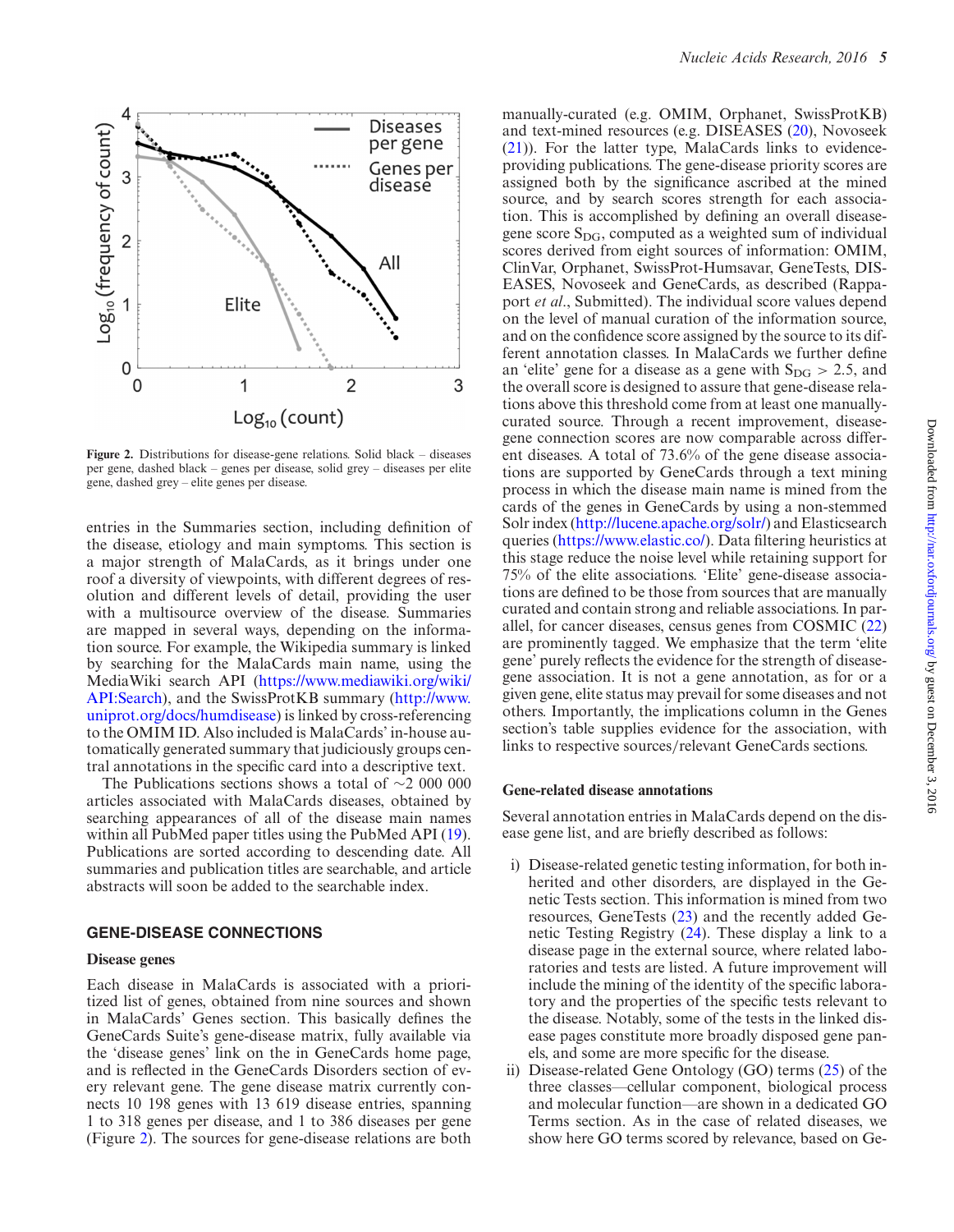Figure 2. Distributions for disease-gene relations. Solid black – diseases per gene, dashed black – genes per disease, solid grey – diseases per elite gene, dashed grey – elite genes per disease.

entries in the Summaries section, including definition of the disease, etiology and main symptoms. This section is a major strength of MalaCards, as it brings under one roof a diversity of viewpoints, with different degrees of resolution and different levels of detail, providing the user with a multisource overview of the disease. Summaries are mapped in several ways, depending on the information source. For example, the Wikipedia summary is linked by searching for the MalaCards main name, using the MediaWiki search API (https://www.mediawiki.org/wiki/API:Search), and the SwissProtKB summary (http://www.uniprot.org/docs/humdisease) is linked by cross-referencing to the OMIM ID. Also included is MalaCards' in-house automatically generated summary that judiciously groups central annotations in the specific card into a descriptive text.

The Publications sections shows a total of ~2 000 000 articles associated with MalaCards diseases, obtained by searching appearances of all of the disease main names within all PubMed paper titles using the PubMed API (19). Publications are sorted according to descending date. All summaries and publication titles are searchable, and article abstracts will soon be added to the searchable index.

## GENE-DISEASE CONNECTIONS

### Disease genes

Each disease in MalaCards is associated with a prioritized list of genes, obtained from nine sources and shown in MalaCards' Genes section. This basically defines the GeneCards Suite's gene-disease matrix, fully available via the 'disease genes' link on the in GeneCards home page, and is reflected in the GeneCards Disorders section of every relevant gene. The gene disease matrix currently connects 10 198 genes with 13 619 disease entries, spanning 1 to 318 genes per disease, and 1 to 386 diseases per gene (Figure 2). The sources for gene-disease relations are both manually-curated (e.g. OMIM, Orphanet, SwissProtKB) and text-mined resources (e.g. DISEASES (20), Novoseek (21)). For the latter type, MalaCards links to evidence-providing publications. The gene-disease priority scores are assigned both by the significance ascribed at the mined source, and by search scores strength for each association. This is accomplished by defining an overall disease-gene score $S_{DG}$, computed as a weighted sum of individual scores derived from eight sources of information: OMIM, ClinVar, Orphanet, SwissProt-Humsavar, GeneTests, DISEASES, Novoseek and GeneCards, as described (Rappaport *et al.*, Submitted). The individual score values depend on the level of manual curation of the information source, and on the confidence score assigned by the source to its different annotation classes. In MalaCards we further define an 'elite' gene for a disease as a gene with $S_{DG} > 2.5$, and the overall score is designed to assure that gene-disease relations above this threshold come from at least one manually-curated source. Through a recent improvement, disease-gene connection scores are now comparable across different diseases. A total of 73.6% of the gene disease associations are supported by GeneCards through a text mining process in which the disease main name is mined from the cards of the genes in GeneCards by using a non-stemmed Solr index (http://lucene.apache.org/solr/) and Elasticsearch queries (https://www.elastic.co/). Data filtering heuristics at this stage reduce the noise level while retaining support for 75% of the elite associations. 'Elite' gene-disease associations are defined to be those from sources that are manually curated and contain strong and reliable associations. In parallel, for cancer diseases, census genes from COSMIC (22) are prominently tagged. We emphasize that the term 'elite gene' purely reflects the evidence for the strength of disease-gene association. It is not a gene annotation, as for or a given gene, elite status may prevail for some diseases and not others. Importantly, the implications column in the Genes section's table supplies evidence for the association, with links to respective sources/relevant GeneCards sections.

### Gene-related disease annotations

Several annotation entries in MalaCards depend on the disease gene list, and are briefly described as follows:

i) Disease-related genetic testing information, for both inherited and other disorders, are displayed in the Genetic Tests section. This information is mined from two resources, GeneTests (23) and the recently added Genetic Testing Registry (24). These display a link to a disease page in the external source, where related laboratories and tests are listed. A future improvement will include the mining of the identity of the specific laboratory and the properties of the specific tests relevant to the disease. Notably, some of the tests in the linked disease pages constitute more broadly disposed gene panels, and some are more specific for the disease.

ii) Disease-related Gene Ontology (GO) terms (25) of the three classes—cellular component, biological process and molecular function—are shown in a dedicated GO Terms section. As in the case of related diseases, we show here GO terms scored by relevance, based on Ge-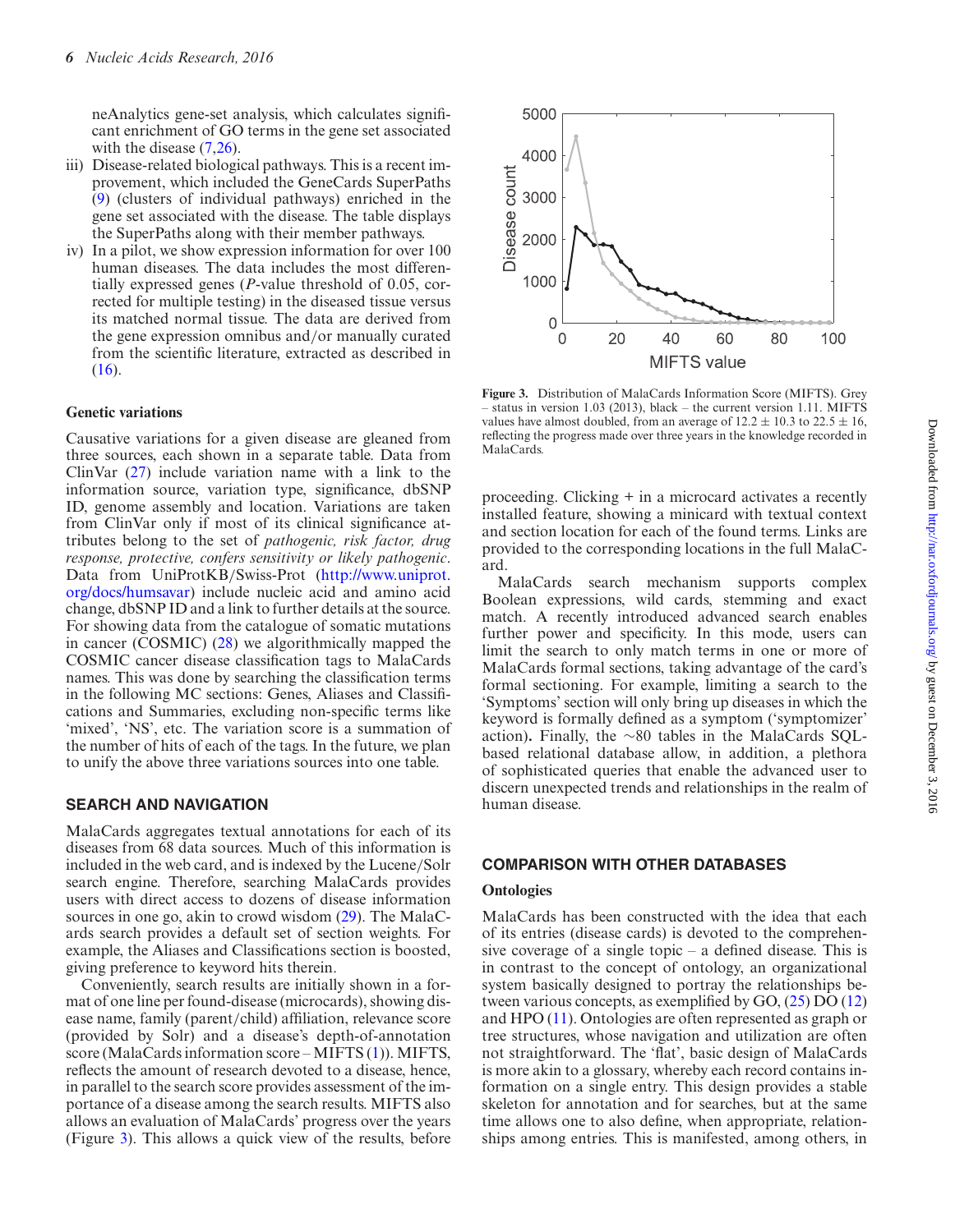neAnalytics gene-set analysis, which calculates significant enrichment of GO terms in the gene set associated with the disease (7,26).

iii) Disease-related biological pathways. This is a recent improvement, which included the GeneCards SuperPaths (9) (clusters of individual pathways) enriched in the gene set associated with the disease. The table displays the SuperPaths along with their member pathways.

iv) In a pilot, we show expression information for over 100 human diseases. The data includes the most differentially expressed genes (*P*-value threshold of 0.05, corrected for multiple testing) in the diseased tissue versus its matched normal tissue. The data are derived from the gene expression omnibus and/or manually curated from the scientific literature, extracted as described in (16).

### Genetic variations

Causative variations for a given disease are gleaned from three sources, each shown in a separate table. Data from ClinVar (27) include variation name with a link to the information source, variation type, significance, dbSNP ID, genome assembly and location. Variations are taken from ClinVar only if most of its clinical significance attributes belong to the set of *pathogenic, risk factor, drug response, protective, confers sensitivity or likely pathogenic*. Data from UniProtKB/Swiss-Prot (http://www.uniprot.org/docs/humsavar) include nucleic acid and amino acid change, dbSNP ID and a link to further details at the source. For showing data from the catalogue of somatic mutations in cancer (COSMIC) (28) we algorithmically mapped the COSMIC cancer disease classification tags to MalaCards names. This was done by searching the classification terms in the following MC sections: Genes, Aliases and Classifications and Summaries, excluding non-specific terms like 'mixed', 'NS', etc. The variation score is a summation of the number of hits of each of the tags. In the future, we plan to unify the above three variations sources into one table.

## SEARCH AND NAVIGATION

MalaCards aggregates textual annotations for each of its diseases from 68 data sources. Much of this information is included in the web card, and is indexed by the Lucene/Solr search engine. Therefore, searching MalaCards provides users with direct access to dozens of disease information sources in one go, akin to crowd wisdom (29). The MalaCards search provides a default set of section weights. For example, the Aliases and Classifications section is boosted, giving preference to keyword hits therein.

Conveniently, search results are initially shown in a format of one line per found-disease (microcards), showing disease name, family (parent/child) affiliation, relevance score (provided by Solr) and a disease's depth-of-annotation score (MalaCards information score – MIFTS (1)). MIFTS, reflects the amount of research devoted to a disease, hence, in parallel to the search score provides assessment of the importance of a disease among the search results. MIFTS also allows an evaluation of MalaCards' progress over the years (Figure 3). This allows a quick view of the results, before proceeding. Clicking + in a microcard activates a recently installed feature, showing a minicard with textual context and section location for each of the found terms. Links are provided to the corresponding locations in the full MalaCard.

**Figure 3.** Distribution of MalaCards Information Score (MIFTS). Grey – status in version 1.03 (2013), black – the current version 1.11. MIFTS values have almost doubled, from an average of $12.2 \pm 10.3$ to $22.5 \pm 16$, reflecting the progress made over three years in the knowledge recorded in MalaCards.

MalaCards search mechanism supports complex Boolean expressions, wild cards, stemming and exact match. A recently introduced advanced search enables further power and specificity. In this mode, users can limit the search to only match terms in one or more of MalaCards formal sections, taking advantage of the card's formal sectioning. For example, limiting a search to the 'Symptoms' section will only bring up diseases in which the keyword is formally defined as a symptom ('symptomizer' action). Finally, the ∼80 tables in the MalaCards SQL-based relational database allow, in addition, a plethora of sophisticated queries that enable the advanced user to discern unexpected trends and relationships in the realm of human disease.

## COMPARISON WITH OTHER DATABASES

### Ontologies

MalaCards has been constructed with the idea that each of its entries (disease cards) is devoted to the comprehensive coverage of a single topic – a defined disease. This is in contrast to the concept of ontology, an organizational system basically designed to portray the relationships between various concepts, as exemplified by GO, (25) DO (12) and HPO (11). Ontologies are often represented as graph or tree structures, whose navigation and utilization are often not straightforward. The 'flat', basic design of MalaCards is more akin to a glossary, whereby each record contains information on a single entry. This design provides a stable skeleton for annotation and for searches, but at the same time allows one to also define, when appropriate, relationships among entries. This is manifested, among others, in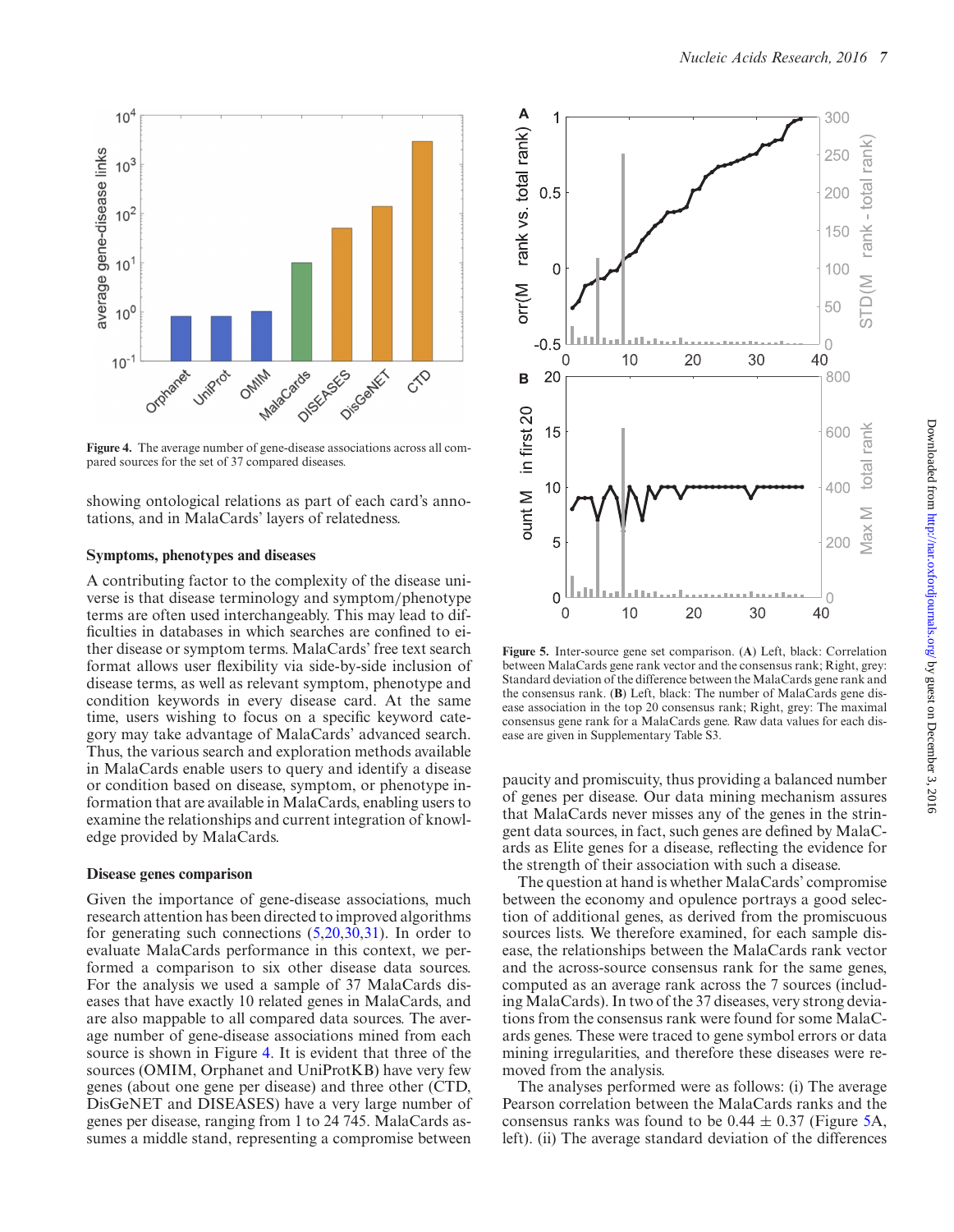**Figure 4.** The average number of gene-disease associations across all compared sources for the set of 37 compared diseases.

showing ontological relations as part of each card's annotations, and in MalaCards' layers of relatedness.

### Symptoms, phenotypes and diseases

A contributing factor to the complexity of the disease universe is that disease terminology and symptom/phenotype terms are often used interchangeably. This may lead to difficulties in databases in which searches are confined to either disease or symptom terms. MalaCards' free text search format allows user flexibility via side-by-side inclusion of disease terms, as well as relevant symptom, phenotype and condition keywords in every disease card. At the same time, users wishing to focus on a specific keyword category may take advantage of MalaCards' advanced search. Thus, the various search and exploration methods available in MalaCards enable users to query and identify a disease or condition based on disease, symptom, or phenotype information that are available in MalaCards, enabling users to examine the relationships and current integration of knowledge provided by MalaCards.

### Disease genes comparison

Given the importance of gene-disease associations, much research attention has been directed to improved algorithms for generating such connections (5,20,30,31). In order to evaluate MalaCards performance in this context, we performed a comparison to six other disease data sources. For the analysis we used a sample of 37 MalaCards diseases that have exactly 10 related genes in MalaCards, and are also mappable to all compared data sources. The average number of gene-disease associations mined from each source is shown in Figure 4. It is evident that three of the sources (OMIM, Orphanet and UniProtKB) have very few genes (about one gene per disease) and three other (CTD, DisGeNET and DISEASES) have a very large number of genes per disease, ranging from 1 to 24 745. MalaCards assumes a middle stand, representing a compromise between paucity and promiscuity, thus providing a balanced number of genes per disease. Our data mining mechanism assures that MalaCards never misses any of the genes in the stringent data sources, in fact, such genes are defined by MalaCards as Elite genes for a disease, reflecting the evidence for the strength of their association with such a disease.

**Figure 5.** Inter-source gene set comparison. (**A**) Left, black: Correlation between MalaCards gene rank vector and the consensus rank; Right, grey: Standard deviation of the difference between the MalaCards gene rank and the consensus rank. (**B**) Left, black: The number of MalaCards gene disease association in the top 20 consensus rank; Right, grey: The maximal consensus gene rank for a MalaCards gene. Raw data values for each disease are given in Supplementary Table S3.

The question at hand is whether MalaCards' compromise between the economy and opulence portrays a good selection of additional genes, as derived from the promiscuous sources lists. We therefore examined, for each sample disease, the relationships between the MalaCards rank vector and the across-source consensus rank for the same genes, computed as an average rank across the 7 sources (including MalaCards). In two of the 37 diseases, very strong deviations from the consensus rank were found for some MalaCards genes. These were traced to gene symbol errors or data mining irregularities, and therefore these diseases were removed from the analysis.

The analyses performed were as follows: (i) The average Pearson correlation between the MalaCards ranks and the consensus ranks was found to be $0.44 \pm 0.37$ (Figure 5A, left). (ii) The average standard deviation of the differences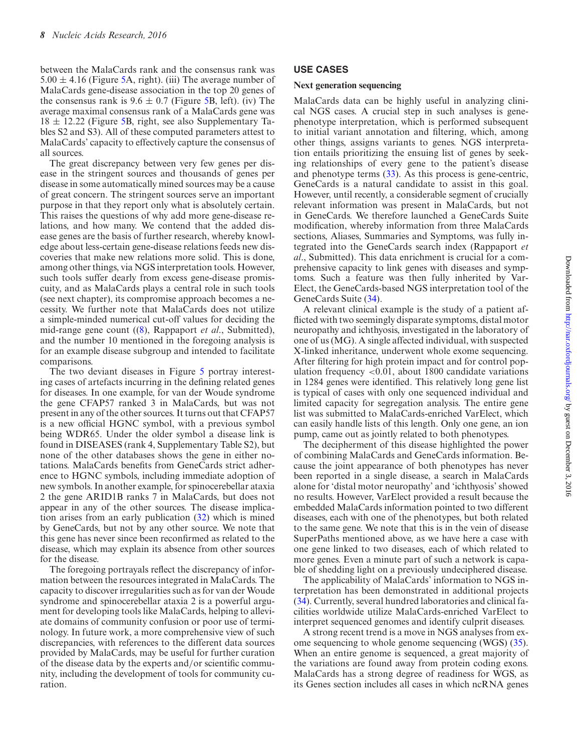between the MalaCards rank and the consensus rank was $5.00 \pm 4.16$ (Figure 5A, right). (iii) The average number of MalaCards gene-disease association in the top 20 genes of the consensus rank is $9.6 \pm 0.7$ (Figure 5B, left). (iv) The average maximal consensus rank of a MalaCards gene was $18 \pm 12.22$ (Figure 5B, right, see also Supplementary Tables S2 and S3). All of these computed parameters attest to MalaCards' capacity to effectively capture the consensus of all sources.

The great discrepancy between very few genes per disease in the stringent sources and thousands of genes per disease in some automatically mined sources may be a cause of great concern. The stringent sources serve an important purpose in that they report only what is absolutely certain. This raises the questions of why add more gene-disease relations, and how many. We contend that the added disease genes are the basis of further research, whereby knowledge about less-certain gene-disease relations feeds new discoveries that make new relations more solid. This is done, among other things, via NGS interpretation tools. However, such tools suffer dearly from excess gene-disease promiscuity, and as MalaCards plays a central role in such tools (see next chapter), its compromise approach becomes a necessity. We further note that MalaCards does not utilize a simple-minded numerical cut-off values for deciding the mid-range gene count ((8), Rappaport *et al.*, Submitted), and the number 10 mentioned in the foregoing analysis is for an example disease subgroup and intended to facilitate comparisons.

The two deviant diseases in Figure 5 portray interesting cases of artefacts incurring in the defining related genes for diseases. In one example, for van der Woude syndrome the gene CFAP57 ranked 3 in MalaCards, but was not present in any of the other sources. It turns out that CFAP57 is a new official HGNC symbol, with a previous symbol being WDR65. Under the older symbol a disease link is found in DISEASES (rank 4, Supplementary Table S2), but none of the other databases shows the gene in either notations. MalaCards benefits from GeneCards strict adherence to HGNC symbols, including immediate adoption of new symbols. In another example, for spinocerebellar ataxia 2 the gene ARID1B ranks 7 in MalaCards, but does not appear in any of the other sources. The disease implication arises from an early publication (32) which is mined by GeneCards, but not by any other source. We note that this gene has never since been reconfirmed as related to the disease, which may explain its absence from other sources for the disease.

The foregoing portrayals reflect the discrepancy of information between the resources integrated in MalaCards. The capacity to discover irregularities such as for van der Woude syndrome and spinocerebellar ataxia 2 is a powerful argument for developing tools like MalaCards, helping to alleviate domains of community confusion or poor use of terminology. In future work, a more comprehensive view of such discrepancies, with references to the different data sources provided by MalaCards, may be useful for further curation of the disease data by the experts and/or scientific community, including the development of tools for community curation.

## USE CASES

### Next generation sequencing

MalaCards data can be highly useful in analyzing clinical NGS cases. A crucial step in such analyses is gene-phenotype interpretation, which is performed subsequent to initial variant annotation and filtering, which, among other things, assigns variants to genes. NGS interpretation entails prioritizing the ensuing list of genes by seeking relationships of every gene to the patient's disease and phenotype terms (33). As this process is gene-centric, GeneCards is a natural candidate to assist in this goal. However, until recently, a considerable segment of crucially relevant information was present in MalaCards, but not in GeneCards. We therefore launched a GeneCards Suite modification, whereby information from three MalaCards sections, Aliases, Summaries and Symptoms, was fully integrated into the GeneCards search index (Rappaport *et al.*, Submitted). This data enrichment is crucial for a comprehensive capacity to link genes with diseases and symptoms. Such a feature was then fully inherited by VarElect, the GeneCards-based NGS interpretation tool of the GeneCards Suite (34).

A relevant clinical example is the study of a patient afflicted with two seemingly disparate symptoms, distal motor neuropathy and ichthyosis, investigated in the laboratory of one of us (MG). A single affected individual, with suspected X-linked inheritance, underwent whole exome sequencing. After filtering for high protein impact and for control population frequency $<0.01$, about 1800 candidate variations in 1284 genes were identified. This relatively long gene list is typical of cases with only one sequenced individual and limited capacity for segregation analysis. The entire gene list was submitted to MalaCards-enriched VarElect, which can easily handle lists of this length. Only one gene, an ion pump, came out as jointly related to both phenotypes.

The decipherment of this disease highlighted the power of combining MalaCards and GeneCards information. Because the joint appearance of both phenotypes has never been reported in a single disease, a search in MalaCards alone for 'distal motor neuropathy' and 'ichthyosis' showed no results. However, VarElect provided a result because the embedded MalaCards information pointed to two different diseases, each with one of the phenotypes, but both related to the same gene. We note that this is in the vein of disease SuperPaths mentioned above, as we have here a case with one gene linked to two diseases, each of which related to more genes. Even a minute part of such a network is capable of shedding light on a previously undeciphered disease.

The applicability of MalaCards' information to NGS interpretation has been demonstrated in additional projects (34). Currently, several hundred laboratories and clinical facilities worldwide utilize MalaCards-enriched VarElect to interpret sequenced genomes and identify culprit diseases.

A strong recent trend is a move in NGS analyses from exome sequencing to whole genome sequencing (WGS) (35). When an entire genome is sequenced, a great majority of the variations are found away from protein coding exons. MalaCards has a strong degree of readiness for WGS, as its Genes section includes all cases in which ncRNA genes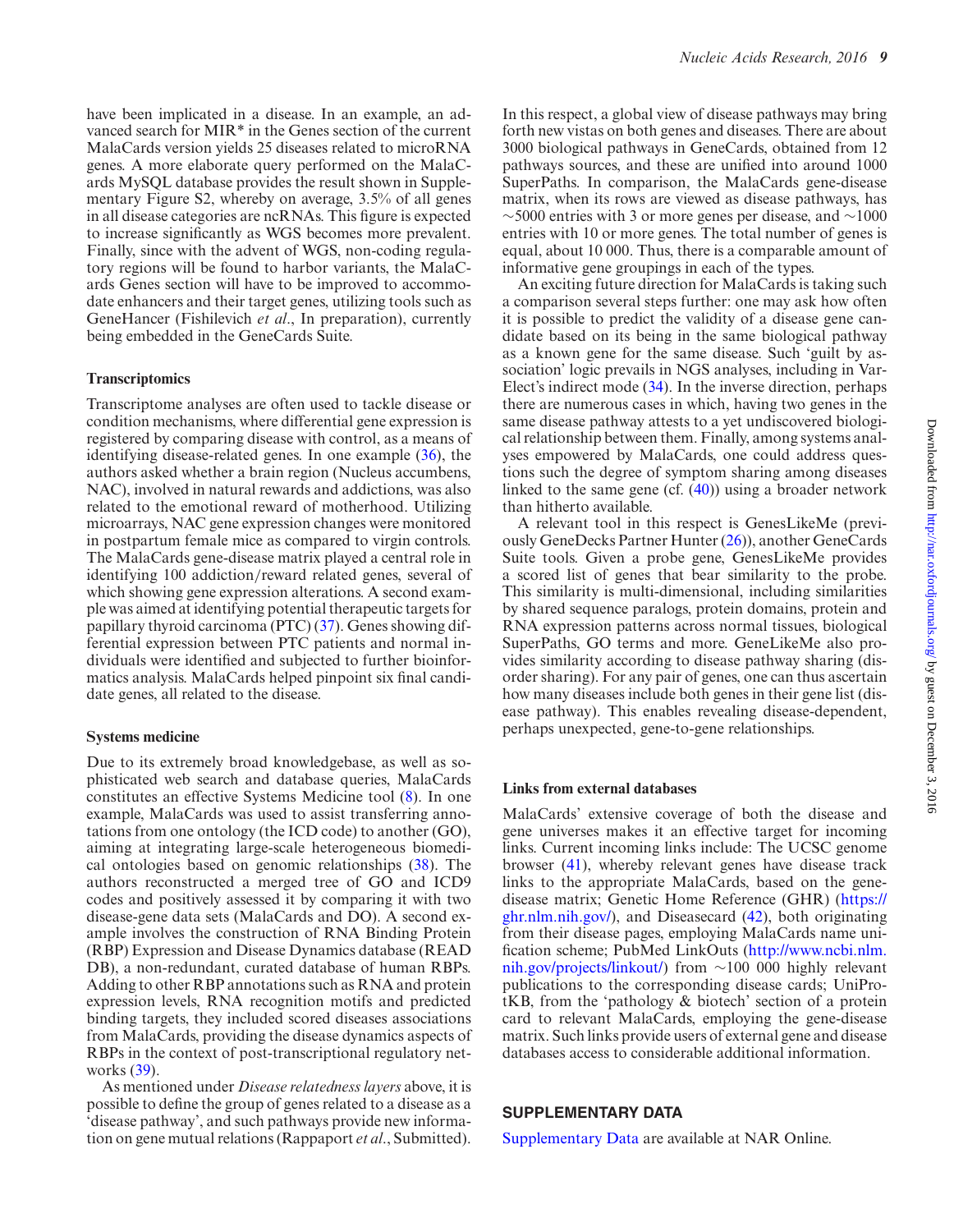have been implicated in a disease. In an example, an advanced search for MIR* in the Genes section of the current MalaCards version yields 25 diseases related to microRNA genes. A more elaborate query performed on the MalaCards MySQL database provides the result shown in Supplementary Figure S2, whereby on average, 3.5% of all genes in all disease categories are ncRNAs. This figure is expected to increase significantly as WGS becomes more prevalent. Finally, since with the advent of WGS, non-coding regulatory regions will be found to harbor variants, the MalaCards Genes section will have to be improved to accommodate enhancers and their target genes, utilizing tools such as GeneHancer (Fishilevich *et al*., In preparation), currently being embedded in the GeneCards Suite.

### Transcriptomics

Transcriptome analyses are often used to tackle disease or condition mechanisms, where differential gene expression is registered by comparing disease with control, as a means of identifying disease-related genes. In one example (36), the authors asked whether a brain region (Nucleus accumbens, NAC), involved in natural rewards and addictions, was also related to the emotional reward of motherhood. Utilizing microarrays, NAC gene expression changes were monitored in postpartum female mice as compared to virgin controls. The MalaCards gene-disease matrix played a central role in identifying 100 addiction/reward related genes, several of which showing gene expression alterations. A second example was aimed at identifying potential therapeutic targets for papillary thyroid carcinoma (PTC) (37). Genes showing differential expression between PTC patients and normal individuals were identified and subjected to further bioinformatics analysis. MalaCards helped pinpoint six final candidate genes, all related to the disease.

### Systems medicine

Due to its extremely broad knowledgebase, as well as sophisticated web search and database queries, MalaCards constitutes an effective Systems Medicine tool (8). In one example, MalaCards was used to assist transferring annotations from one ontology (the ICD code) to another (GO), aiming at integrating large-scale heterogeneous biomedical ontologies based on genomic relationships (38). The authors reconstructed a merged tree of GO and ICD9 codes and positively assessed it by comparing it with two disease-gene data sets (MalaCards and DO). A second example involves the construction of RNA Binding Protein (RBP) Expression and Disease Dynamics database (READ DB), a non-redundant, curated database of human RBPs. Adding to other RBP annotations such as RNA and protein expression levels, RNA recognition motifs and predicted binding targets, they included scored diseases associations from MalaCards, providing the disease dynamics aspects of RBPs in the context of post-transcriptional regulatory networks (39).

As mentioned under *Disease relatedness layers* above, it is possible to define the group of genes related to a disease as a 'disease pathway', and such pathways provide new information on gene mutual relations (Rappaport *et al*., Submitted). In this respect, a global view of disease pathways may bring forth new vistas on both genes and diseases. There are about 3000 biological pathways in GeneCards, obtained from 12 pathways sources, and these are unified into around 1000 SuperPaths. In comparison, the MalaCards gene-disease matrix, when its rows are viewed as disease pathways, has ∼5000 entries with 3 or more genes per disease, and ∼1000 entries with 10 or more genes. The total number of genes is equal, about 10 000. Thus, there is a comparable amount of informative gene groupings in each of the types.

An exciting future direction for MalaCards is taking such a comparison several steps further: one may ask how often it is possible to predict the validity of a disease gene candidate based on its being in the same biological pathway as a known gene for the same disease. Such 'guilt by association' logic prevails in NGS analyses, including in VarElect's indirect mode (34). In the inverse direction, perhaps there are numerous cases in which, having two genes in the same disease pathway attests to a yet undiscovered biological relationship between them. Finally, among systems analyses empowered by MalaCards, one could address questions such the degree of symptom sharing among diseases linked to the same gene (cf. (40)) using a broader network than hitherto available.

A relevant tool in this respect is GenesLikeMe (previously GeneDecks Partner Hunter (26)), another GeneCards Suite tools. Given a probe gene, GenesLikeMe provides a scored list of genes that bear similarity to the probe. This similarity is multi-dimensional, including similarities by shared sequence paralogs, protein domains, protein and RNA expression patterns across normal tissues, biological SuperPaths, GO terms and more. GeneLikeMe also provides similarity according to disease pathway sharing (disorder sharing). For any pair of genes, one can thus ascertain how many diseases include both genes in their gene list (disease pathway). This enables revealing disease-dependent, perhaps unexpected, gene-to-gene relationships.

### Links from external databases

MalaCards' extensive coverage of both the disease and gene universes makes it an effective target for incoming links. Current incoming links include: The UCSC genome browser (41), whereby relevant genes have disease track links to the appropriate MalaCards, based on the gene-disease matrix; Genetic Home Reference (GHR) (https://ghr.nlm.nih.gov/), and Diseasecard (42), both originating from their disease pages, employing MalaCards name unification scheme; PubMed LinkOuts (http://www.ncbi.nlm.nih.gov/projects/linkout/) from ∼100 000 highly relevant publications to the corresponding disease cards; UniProtKB, from the 'pathology & biotech' section of a protein card to relevant MalaCards, employing the gene-disease matrix. Such links provide users of external gene and disease databases access to considerable additional information.

## SUPPLEMENTARY DATA

Supplementary Data are available at NAR Online.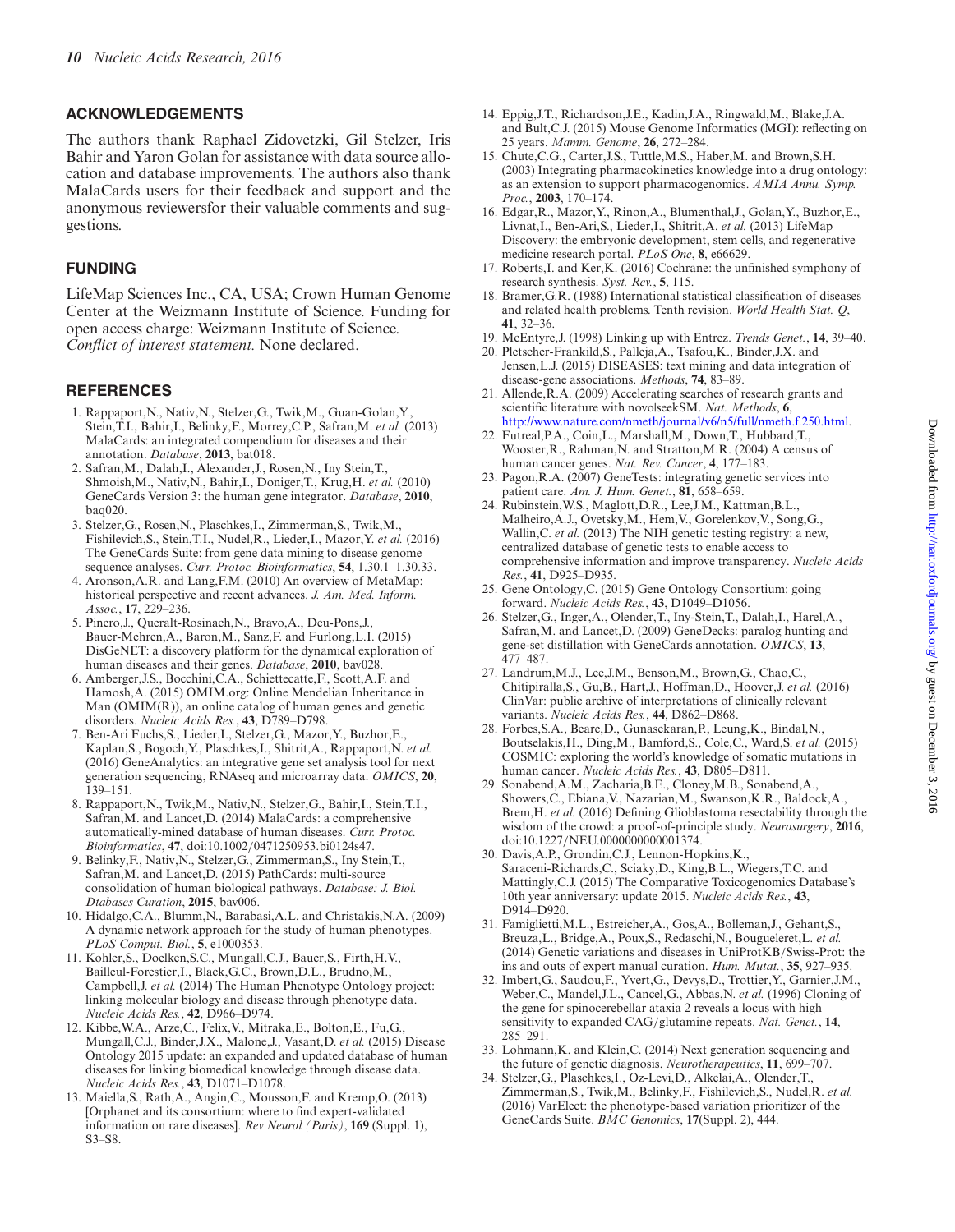## ACKNOWLEDGEMENTS

The authors thank Raphael Zidovetzki, Gil Stelzer, Iris Bahir and Yaron Golan for assistance with data source allocation and database improvements. The authors also thank MalaCards users for their feedback and support and the anonymous reviewersfor their valuable comments and suggestions.

## FUNDING

LifeMap Sciences Inc., CA, USA; Crown Human Genome Center at the Weizmann Institute of Science. Funding for open access charge: Weizmann Institute of Science.
*Conflict of interest statement.* None declared.

## REFERENCES

1. Rappaport,N., Nativ,N., Stelzer,G., Twik,M., Guan-Golan,Y., Stein,T.I., Bahir,I., Belinky,F., Morrey,C.P., Safran,M. *et al.* (2013) MalaCards: an integrated compendium for diseases and their annotation. *Database*, **2013**, bat018.
2. Safran,M., Dalah,I., Alexander,J., Rosen,N., Iny Stein,T., Shmoish,M., Nativ,N., Bahir,I., Doniger,T., Krug,H. *et al.* (2010) GeneCards Version 3: the human gene integrator. *Database*, **2010**, baq020.
3. Stelzer,G., Rosen,N., Plaschkes,I., Zimmerman,S., Twik,M., Fishilevich,S., Stein,T.I., Nudel,R., Lieder,I., Mazor,Y. *et al.* (2016) The GeneCards Suite: from gene data mining to disease genome sequence analyses. *Curr. Protoc. Bioinformatics*, **54**, 1.30.1–1.30.33.
4. Aronson,A.R. and Lang,F.M. (2010) An overview of MetaMap: historical perspective and recent advances. *J. Am. Med. Inform. Assoc.*, **17**, 229–236.
5. Pinero,J., Queralt-Rosinach,N., Bravo,A., Deu-Pons,J., Bauer-Mehren,A., Baron,M., Sanz,F. and Furlong,L.I. (2015) DisGeNET: a discovery platform for the dynamical exploration of human diseases and their genes. *Database*, **2010**, bav028.
6. Amberger,J.S., Bocchini,C.A., Schiettecatte,F., Scott,A.F. and Hamosh,A. (2015) OMIM.org: Online Mendelian Inheritance in Man (OMIM(R)), an online catalog of human genes and genetic disorders. *Nucleic Acids Res.*, **43**, D789–D798.
7. Ben-Ari Fuchs,S., Lieder,I., Stelzer,G., Mazor,Y., Buzhor,E., Kaplan,S., Bogoch,Y., Plaschkes,I., Shitrit,A., Rappaport,N. *et al.* (2016) GeneAnalytics: an integrative gene set analysis tool for next generation sequencing, RNAseq and microarray data. *OMICS*, **20**, 139–151.
8. Rappaport,N., Twik,M., Nativ,N., Stelzer,G., Bahir,I., Stein,T.I., Safran,M. and Lancet,D. (2014) MalaCards: a comprehensive automatically-mined database of human diseases. *Curr. Protoc. Bioinformatics*, **47**, doi:10.1002/0471250953.bi0124s47.
9. Belinky,F., Nativ,N., Stelzer,G., Zimmerman,S., Iny Stein,T., Safran,M. and Lancet,D. (2015) PathCards: multi-source consolidation of human biological pathways. *Database: J. Biol. Dtabases Curation*, **2015**, bav006.
10. Hidalgo,C.A., Blumm,N., Barabasi,A.L. and Christakis,N.A. (2009) A dynamic network approach for the study of human phenotypes. *PLoS Comput. Biol.*, **5**, e1000353.
11. Kohler,S., Doelken,S.C., Mungall,C.J., Bauer,S., Firth,H.V., Bailleul-Forestier,I., Black,G.C., Brown,D.L., Brudno,M., Campbell,J. *et al.* (2014) The Human Phenotype Ontology project: linking molecular biology and disease through phenotype data. *Nucleic Acids Res.*, **42**, D966–D974.
12. Kibbe,W.A., Arze,C., Felix,V., Mitraka,E., Bolton,E., Fu,G., Mungall,C.J., Binder,J.X., Malone,J., Vasant,D. *et al.* (2015) Disease Ontology 2015 update: an expanded and updated database of human diseases for linking biomedical knowledge through disease data. *Nucleic Acids Res.*, **43**, D1071–D1078.
13. Maiella,S., Rath,A., Angin,C., Mousson,F. and Kremp,O. (2013) [Orphanet and its consortium: where to find expert-validated information on rare diseases]. *Rev Neurol (Paris)*, **169** (Suppl. 1), S3–S8.
14. Eppig,J.T., Richardson,J.E., Kadin,J.A., Ringwald,M., Blake,J.A. and Bult,C.J. (2015) Mouse Genome Informatics (MGI): reflecting on 25 years. *Mamm. Genome*, **26**, 272–284.
15. Chute,C.G., Carter,J.S., Tuttle,M.S., Haber,M. and Brown,S.H. (2003) Integrating pharmacokinetics knowledge into a drug ontology: as an extension to support pharmacogenomics. *AMIA Annu. Symp. Proc.*, **2003**, 170–174.
16. Edgar,R., Mazor,Y., Rinon,A., Blumenthal,J., Golan,Y., Buzhor,E., Livnat,I., Ben-Ari,S., Lieder,I., Shitrit,A. *et al.* (2013) LifeMap Discovery: the embryonic development, stem cells, and regenerative medicine research portal. *PLoS One*, **8**, e66629.
17. Roberts,I. and Ker,K. (2016) Cochrane: the unfinished symphony of research synthesis. *Syst. Rev.*, **5**, 115.
18. Bramer,G.R. (1988) International statistical classification of diseases and related health problems. Tenth revision. *World Health Stat. Q*, **41**, 32–36.
19. McEntyre,J. (1998) Linking up with Entrez. *Trends Genet.*, **14**, 39–40.
20. Pletscher-Frankild,S., Palleja,A., Tsafou,K., Binder,J.X. and Jensen,L.J. (2015) DISEASES: text mining and data integration of disease-gene associations. *Methods*, **74**, 83–89.
21. Allende,R.A. (2009) Accelerating searches of research grants and scientific literature with novoseekSM. *Nat. Methods*, **6**, http://www.nature.com/nmeth/journal/v6/n5/full/nmeth.f.250.html.
22. Futreal,P.A., Coin,L., Marshall,M., Down,T., Hubbard,T., Wooster,R., Rahman,N. and Stratton,M.R. (2004) A census of human cancer genes. *Nat. Rev. Cancer*, **4**, 177–183.
23. Pagon,R.A. (2007) GeneTests: integrating genetic services into patient care. *Am. J. Hum. Genet.*, **81**, 658–659.
24. Rubinstein,W.S., Maglott,D.R., Lee,J.M., Kattman,B.L., Malheiro,A.J., Ovetsky,M., Hem,V., Gorelenkov,V., Song,G., Wallin,C. *et al.* (2013) The NIH genetic testing registry: a new, centralized database of genetic tests to enable access to comprehensive information and improve transparency. *Nucleic Acids Res.*, **41**, D925–D935.
25. Gene Ontology,C. (2015) Gene Ontology Consortium: going forward. *Nucleic Acids Res.*, **43**, D1049–D1056.
26. Stelzer,G., Inger,A., Olender,T., Iny-Stein,T., Dalah,I., Harel,A., Safran,M. and Lancet,D. (2009) GeneDecks: paralog hunting and gene-set distillation with GeneCards annotation. *OMICS*, **13**, 477–487.
27. Landrum,M.J., Lee,J.M., Benson,M., Brown,G., Chao,C., Chitipiralla,S., Gu,B., Hart,J., Hoffman,D., Hoover,J. *et al.* (2016) ClinVar: public archive of interpretations of clinically relevant variants. *Nucleic Acids Res.*, **44**, D862–D868.
28. Forbes,S.A., Beare,D., Gunasekaran,P., Leung,K., Bindal,N., Boutselakis,H., Ding,M., Bamford,S., Cole,C., Ward,S. *et al.* (2015) COSMIC: exploring the world's knowledge of somatic mutations in human cancer. *Nucleic Acids Res.*, **43**, D805–D811.
29. Sonabend,A.M., Zacharia,B.E., Cloney,M.B., Sonabend,A., Showers,C., Ebiana,V., Nazarian,M., Swanson,K.R., Baldock,A., Brem,H. *et al.* (2016) Defining Glioblastoma resectability through the wisdom of the crowd: a proof-of-principle study. *Neurosurgery*, **2016**, doi:10.1227/NEU.0000000000001374.
30. Davis,A.P., Grondin,C.J., Lennon-Hopkins,K., Saraceni-Richards,C., Sciaky,D., King,B.L., Wiegers,T.C. and Mattingly,C.J. (2015) The Comparative Toxicogenomics Database's 10th year anniversary: update 2015. *Nucleic Acids Res.*, **43**, D914–D920.
31. Famiglietti,M.L., Estreicher,A., Gos,A., Bolleman,J., Gehant,S., Breuza,L., Bridge,A., Poux,S., Redaschi,N., Bougueleret,L. *et al.* (2014) Genetic variations and diseases in UniProtKB/Swiss-Prot: the ins and outs of expert manual curation. *Hum. Mutat.*, **35**, 927–935.
32. Imbert,G., Saudou,F., Yvert,G., Devys,D., Trottier,Y., Garnier,J.M., Weber,C., Mandel,J.L., Cancel,G., Abbas,N. *et al.* (1996) Cloning of the gene for spinocerebellar ataxia 2 reveals a locus with high sensitivity to expanded CAG/glutamine repeats. *Nat. Genet.*, **14**, 285–291.
33. Lohmann,K. and Klein,C. (2014) Next generation sequencing and the future of genetic diagnosis. *Neurotherapeutics*, **11**, 699–707.
34. Stelzer,G., Plaschkes,I., Oz-Levi,D., Alkelai,A., Olender,T., Zimmerman,S., Twik,M., Belinky,F., Fishilevich,S., Nudel,R. *et al.* (2016) VarElect: the phenotype-based variation prioritizer of the GeneCards Suite. *BMC Genomics*, **17**(Suppl. 2), 444.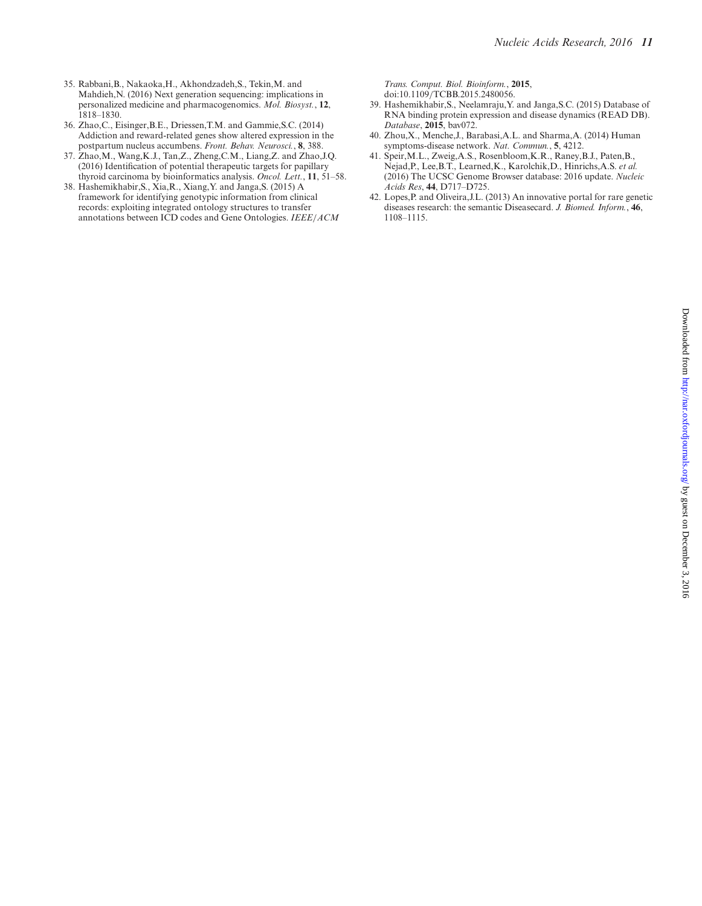35. Rabbani,B., Nakaoka,H., Akhondzadeh,S., Tekin,M. and Mahdieh,N. (2016) Next generation sequencing: implications in personalized medicine and pharmacogenomics. *Mol. Biosyst.*, **12**, 1818–1830.
36. Zhao,C., Eisinger,B.E., Driessen,T.M. and Gammie,S.C. (2014) Addiction and reward-related genes show altered expression in the postpartum nucleus accumbens. *Front. Behav. Neurosci.*, **8**, 388.
37. Zhao,M., Wang,K.J., Tan,Z., Zheng,C.M., Liang,Z. and Zhao,J.Q. (2016) Identification of potential therapeutic targets for papillary thyroid carcinoma by bioinformatics analysis. *Oncol. Lett.*, **11**, 51–58.
38. Hashemikhabir,S., Xia,R., Xiang,Y. and Janga,S. (2015) A framework for identifying genotypic information from clinical records: exploiting integrated ontology structures to transfer annotations between ICD codes and Gene Ontologies. *IEEE/ACM Trans. Comput. Biol. Bioinform.*, **2015**, doi:10.1109/TCBB.2015.2480056.
39. Hashemikhabir,S., Neelamraju,Y. and Janga,S.C. (2015) Database of RNA binding protein expression and disease dynamics (READ DB). *Database*, **2015**, bav072.
40. Zhou,X., Menche,J., Barabasi,A.L. and Sharma,A. (2014) Human symptoms-disease network. *Nat. Commun.*, **5**, 4212.
41. Speir,M.L., Zweig,A.S., Rosenbloom,K.R., Raney,B.J., Paten,B., Nejad,P., Lee,B.T., Learned,K., Karolchik,D., Hinrichs,A.S. *et al.* (2016) The UCSC Genome Browser database: 2016 update. *Nucleic Acids Res*, **44**, D717–D725.
42. Lopes,P. and Oliveira,J.L. (2013) An innovative portal for rare genetic diseases research: the semantic Diseasecard. *J. Biomed. Inform.*, **46**, 1108–1115.